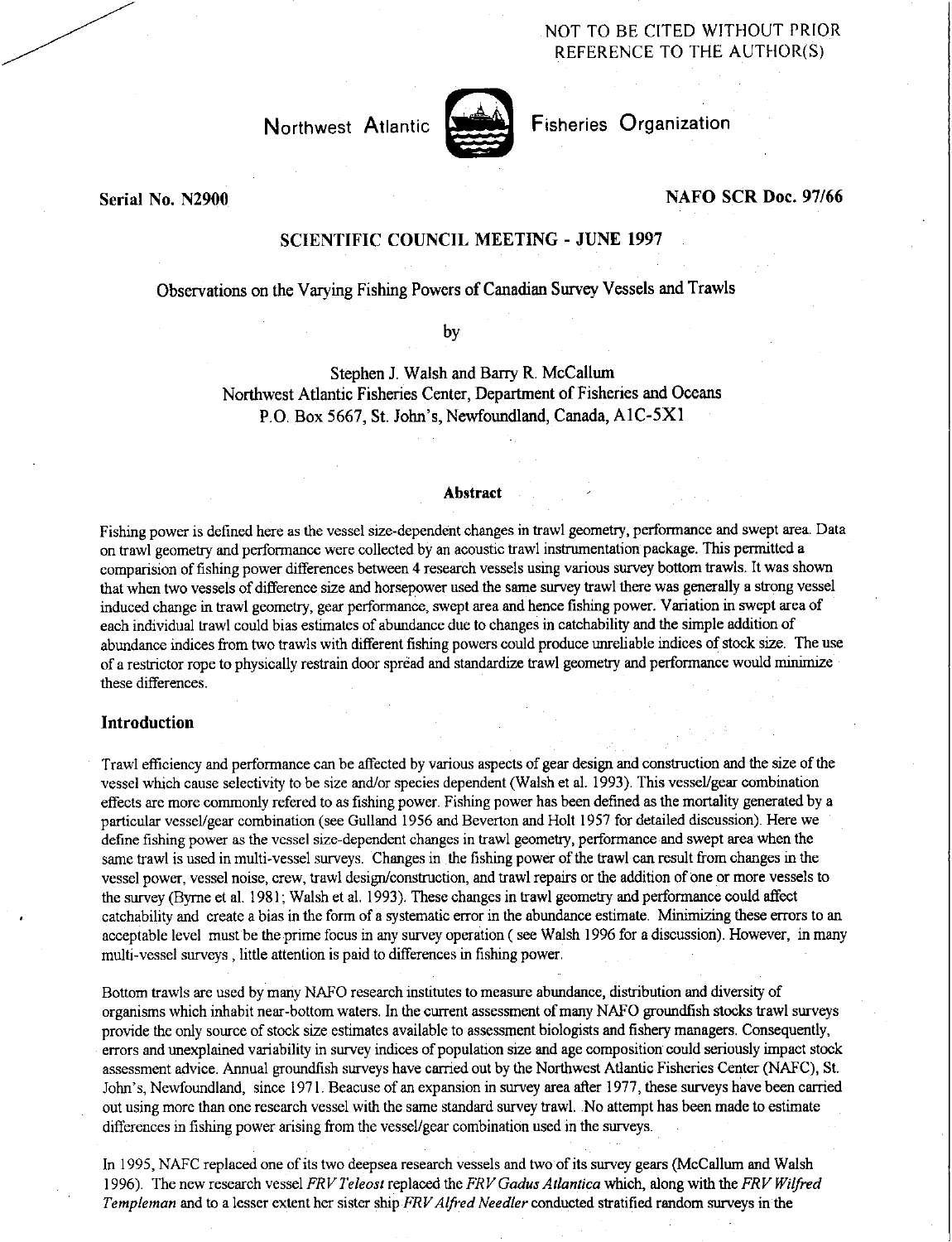NOT TO BE CITED WITHOUT PRIOR REFERENCE TO THE AUTHOR(S)

Northwest Atlantic Fisheries Organization

**Serial No. N2900** **NAFO SCR Doc. 97/66**

**SCIENTIFIC COUNCIL MEETING - JUNE 1997**

# Observations on the Varying Fishing Powers of Canadian Survey Vessels and Trawls

by

Stephen J. Walsh and Barry R. McCallum
Northwest Atlantic Fisheries Center, Department of Fisheries and Oceans
P.O. Box 5667, St. John's, Newfoundland, Canada, A1C-5X1

## Abstract

Fishing power is defined here as the vessel size-dependent changes in trawl geometry, performance and swept area. Data on trawl geometry and performance were collected by an acoustic trawl instrumentation package. This permitted a comparision of fishing power differences between 4 research vessels using various survey bottom trawls. It was shown that when two vessels of difference size and horsepower used the same survey trawl there was generally a strong vessel induced change in trawl geometry, gear performance, swept area and hence fishing power. Variation in swept area of each individual trawl could bias estimates of abundance due to changes in catchability and the simple addition of abundance indices from two trawls with different fishing powers could produce unreliable indices of stock size. The use of a restrictor rope to physically restrain door spread and standardize trawl geometry and performance would minimize these differences.

## Introduction

Trawl efficiency and performance can be affected by various aspects of gear design and construction and the size of the vessel which cause selectivity to be size and/or species dependent (Walsh et al. 1993). This vessel/gear combination effects are more commonly refered to as fishing power. Fishing power has been defined as the mortality generated by a particular vessel/gear combination (see Gulland 1956 and Beverton and Holt 1957 for detailed discussion). Here we define fishing power as the vessel size-dependent changes in trawl geometry, performance and swept area when the same trawl is used in multi-vessel surveys. Changes in the fishing power of the trawl can result from changes in the vessel power, vessel noise, crew, trawl design/construction, and trawl repairs or the addition of one or more vessels to the survey (Byrne et al. 1981; Walsh et al. 1993). These changes in trawl geometry and performance could affect catchability and create a bias in the form of a systematic error in the abundance estimate. Minimizing these errors to an acceptable level must be the prime focus in any survey operation ( see Walsh 1996 for a discussion). However, in many multi-vessel surveys , little attention is paid to differences in fishing power.

Bottom trawls are used by many NAFO research institutes to measure abundance, distribution and diversity of organisms which inhabit near-bottom waters. In the current assessment of many NAFO groundfish stocks trawl surveys provide the only source of stock size estimates available to assessment biologists and fishery managers. Consequently, errors and unexplained variability in survey indices of population size and age composition could seriously impact stock assessment advice. Annual groundfish surveys have carried out by the Northwest Atlantic Fisheries Center (NAFC), St. John's, Newfoundland, since 1971. Beacuse of an expansion in survey area after 1977, these surveys have been carried out using more than one research vessel with the same standard survey trawl. No attempt has been made to estimate differences in fishing power arising from the vessel/gear combination used in the surveys.

In 1995, NAFC replaced one of its two deepsea research vessels and two of its survey gears (McCallum and Walsh 1996). The new research vessel *FRV Teleost* replaced the *FRV Gadus Atlantica* which, along with the *FRV Wilfred Templeman* and to a lesser extent her sister ship *FRV Alfred Needler* conducted stratified random surveys in the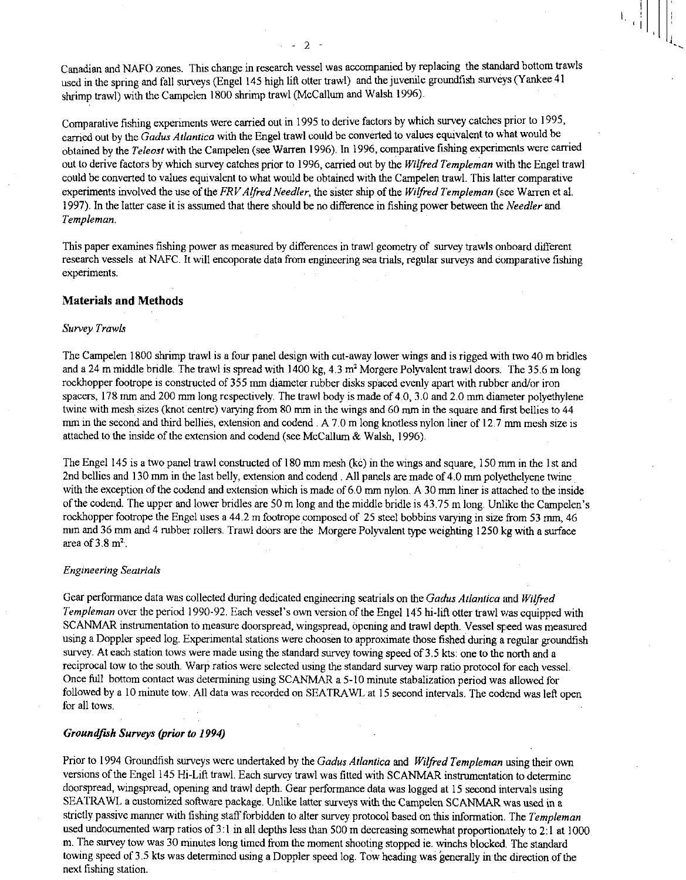Canadian and NAFO zones. This change in research vessel was accompanied by replacing the standard bottom trawls used in the spring and fall surveys (Engel 145 high lift otter trawl) and the juvenile groundfish surveys (Yankee 41 shrimp trawl) with the Campelen 1800 shrimp trawl (McCallum and Walsh 1996).

Comparative fishing experiments were carried out in 1995 to derive factors by which survey catches prior to 1995, carried out by the *Gadus Atlantica* with the Engel trawl could be converted to values equivalent to what would be obtained by the *Teleost* with the Campelen (see Warren 1996). In 1996, comparative fishing experiments were carried out to derive factors by which survey catches prior to 1996, carried out by the *Wilfred Templeman* with the Engel trawl could be converted to values equivalent to what would be obtained with the Campelen trawl. This latter comparative experiments involved the use of the *FRV Alfred Needler*, the sister ship of the *Wilfred Templeman* (see Warren et al. 1997). In the latter case it is assumed that there should be no difference in fishing power between the *Needler* and *Templeman*.

This paper examines fishing power as measured by differences in trawl geometry of survey trawls onboard different research vessels at NAFC. It will encoporate data from engineering sea trials, regular surveys and comparative fishing experiments.

## Materials and Methods

### *Survey Trawls*

The Campelen 1800 shrimp trawl is a four panel design with cut-away lower wings and is rigged with two 40 m bridles and a 24 m middle bridle. The trawl is spread with 1400 kg, 4.3 $m^2$ Morgere Polyvalent trawl doors. The 35.6 m long rockhopper footrope is constructed of 355 mm diameter rubber disks spaced evenly apart with rubber and/or iron spacers, 178 mm and 200 mm long respectively. The trawl body is made of 4.0, 3.0 and 2.0 mm diameter polyethylene twine with mesh sizes (knot centre) varying from 80 mm in the wings and 60 mm in the square and first bellies to 44 mm in the second and third bellies, extension and codend . A 7.0 m long knotless nylon liner of 12.7 mm mesh size is attached to the inside of the extension and codend (see McCallum & Walsh, 1996).

The Engel 145 is a two panel trawl constructed of 180 mm mesh (kc) in the wings and square, 150 mm in the 1st and 2nd bellies and 130 mm in the last belly, extension and codend . All panels are made of 4.0 mm polyethelyene twine with the exception of the codend and extension which is made of 6.0 mm nylon. A 30 mm liner is attached to the inside of the codend. The upper and lower bridles are 50 m long and the middle bridle is 43.75 m long. Unlike the Campelen's rockhopper footrope the Engel uses a 44.2 m footrope composed of 25 steel bobbins varying in size from 53 mm, 46 mm and 36 mm and 4 rubber rollers. Trawl doors are the Morgere Polyvalent type weighting 1250 kg with a surface area of 3.8 $m^2$.

### *Engineering Seatrials*

Gear performance data was collected during dedicated engineering seatrials on the *Gadus Atlantica* and *Wilfred Templeman* over the period 1990-92. Each vessel's own version of the Engel 145 hi-lift otter trawl was equipped with SCANMAR instrumentation to measure doorspread, wingspread, opening and trawl depth. Vessel speed was measured using a Doppler speed log. Experimental stations were choosen to approximate those fished during a regular groundfish survey. At each station tows were made using the standard survey towing speed of 3.5 kts: one to the north and a reciprocal tow to the south. Warp ratios were selected using the standard survey warp ratio protocol for each vessel. Once full bottom contact was determining using SCANMAR a 5-10 minute stabalization period was allowed for followed by a 10 minute tow. All data was recorded on SEATRAWL at 15 second intervals. The codend was left open for all tows.

### ***Groundfish Surveys (prior to 1994)***

Prior to 1994 Groundfish surveys were undertaked by the *Gadus Atlantica* and *Wilfred Templeman* using their own versions of the Engel 145 Hi-Lift trawl. Each survey trawl was fitted with SCANMAR instrumentation to determine doorspread, wingspread, opening and trawl depth. Gear performance data was logged at 15 second intervals using SEATRAWL a customized software package. Unlike latter surveys with the Campelen SCANMAR was used in a strictly passive manner with fishing staff forbidden to alter survey protocol based on this information. The *Templeman* used undocumented warp ratios of 3:1 in all depths less than 500 m decreasing somewhat proportionately to 2:1 at 1000 m. The survey tow was 30 minutes long timed from the moment shooting stopped ie. winchs blocked. The standard towing speed of 3.5 kts was determined using a Doppler speed log. Tow heading was generally in the direction of the next fishing station.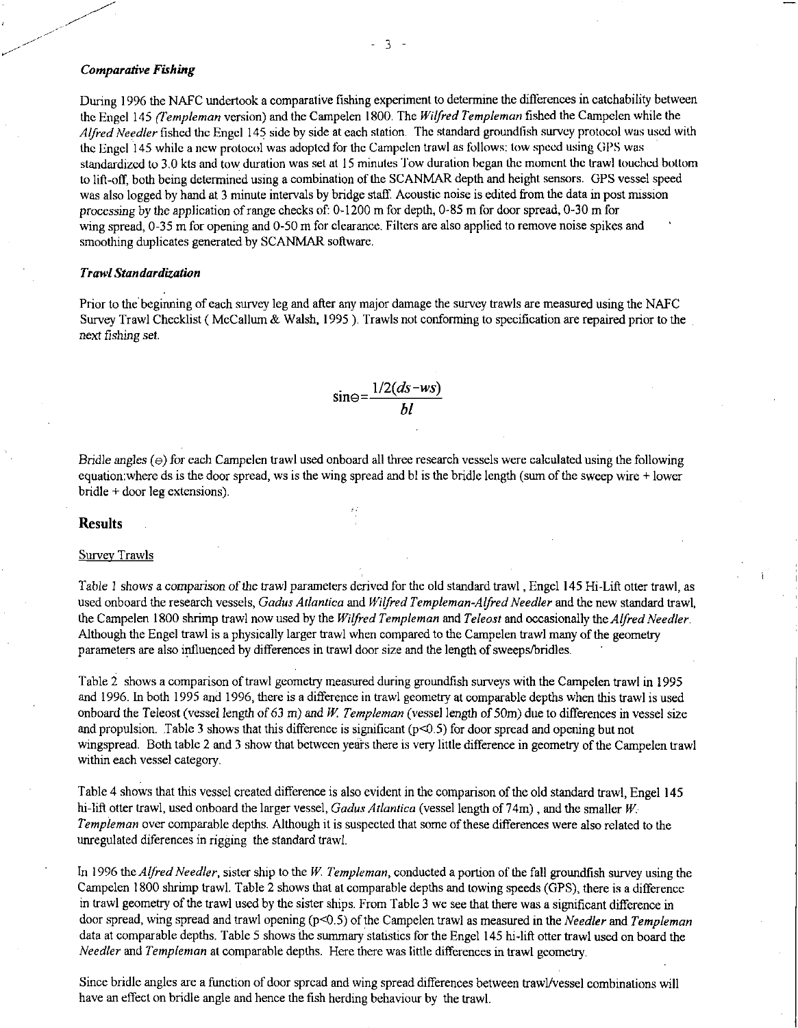### *Comparative Fishing*

During 1996 the NAFC undertook a comparative fishing experiment to determine the differences in catchability between the Engel 145 *(Templeman* version) and the Campelen 1800. The *Wilfred Templeman* fished the Campelen while the *Alfred Needler* fished the Engel 145 side by side at each station. The standard groundfish survey protocol was used with the Engel 145 while a new protocol was adopted for the Campelen trawl as follows: tow speed using GPS was standardized to 3.0 kts and tow duration was set at 15 minutes Tow duration began the moment the trawl touched bottom to lift-off, both being determined using a combination of the SCANMAR depth and height sensors. GPS vessel speed was also logged by hand at 3 minute intervals by bridge staff. Acoustic noise is edited from the data in post mission processing by the application of range checks of: 0-1200 m for depth, 0-85 m for door spread, 0-30 m for wing spread, 0-35 m for opening and 0-50 m for clearance. Filters are also applied to remove noise spikes and smoothing duplicates generated by SCANMAR software.

### *Trawl Standardization*

Prior to the beginning of each survey leg and after any major damage the survey trawls are measured using the NAFC Survey Trawl Checklist ( McCallum & Walsh, 1995 ). Trawls not conforming to specification are repaired prior to the next fishing set.

$$\sin\Theta = \frac{1/2(ds - ws)}{bl}$$

Bridle angles ($\Theta$) for each Campelen trawl used onboard all three research vessels were calculated using the following equation:where ds is the door spread, ws is the wing spread and bl is the bridle length (sum of the sweep wire + lower bridle + door leg extensions).

## Results

Survey Trawls

Table 1 shows a comparison of the trawl parameters derived for the old standard trawl , Engel 145 Hi-Lift otter trawl, as used onboard the research vessels, *Gadus Atlantica* and *Wilfred Templeman-Alfred Needler* and the new standard trawl, the Campelen 1800 shrimp trawl now used by the *Wilfred Templeman* and *Teleost* and occasionally the *Alfred Needler*. Although the Engel trawl is a physically larger trawl when compared to the Campelen trawl many of the geometry parameters are also influenced by differences in trawl door size and the length of sweeps/bridles.

Table 2 shows a comparison of trawl geometry measured during groundfish surveys with the Campelen trawl in 1995 and 1996. In both 1995 and 1996, there is a difference in trawl geometry at comparable depths when this trawl is used onboard the Teleost (vessel length of 63 m) and *W. Templeman* (vessel length of 50m) due to differences in vessel size and propulsion. Table 3 shows that this difference is significant ($p<0.5$) for door spread and opening but not wingspread. Both table 2 and 3 show that between years there is very little difference in geometry of the Campelen trawl within each vessel category.

Table 4 shows that this vessel created difference is also evident in the comparison of the old standard trawl, Engel 145 hi-lift otter trawl, used onboard the larger vessel, *Gadus Atlantica* (vessel length of 74m) , and the smaller *W. Templeman* over comparable depths. Although it is suspected that some of these differences were also related to the unregulated diferences in rigging the standard trawl.

In 1996 the *Alfred Needler*, sister ship to the *W. Templeman*, conducted a portion of the fall groundfish survey using the Campelen 1800 shrimp trawl. Table 2 shows that at comparable depths and towing speeds (GPS), there is a difference in trawl geometry of the trawl used by the sister ships. From Table 3 we see that there was a significant difference in door spread, wing spread and trawl opening ($p<0.5$) of the Campelen trawl as measured in the *Needler* and *Templeman* data at comparable depths. Table 5 shows the summary statistics for the Engel 145 hi-lift otter trawl used on board the *Needler* and *Templeman* at comparable depths. Here there was little differences in trawl geometry.

Since bridle angles are a function of door spread and wing spread differences between trawl/vessel combinations will have an effect on bridle angle and hence the fish herding behaviour by the trawl.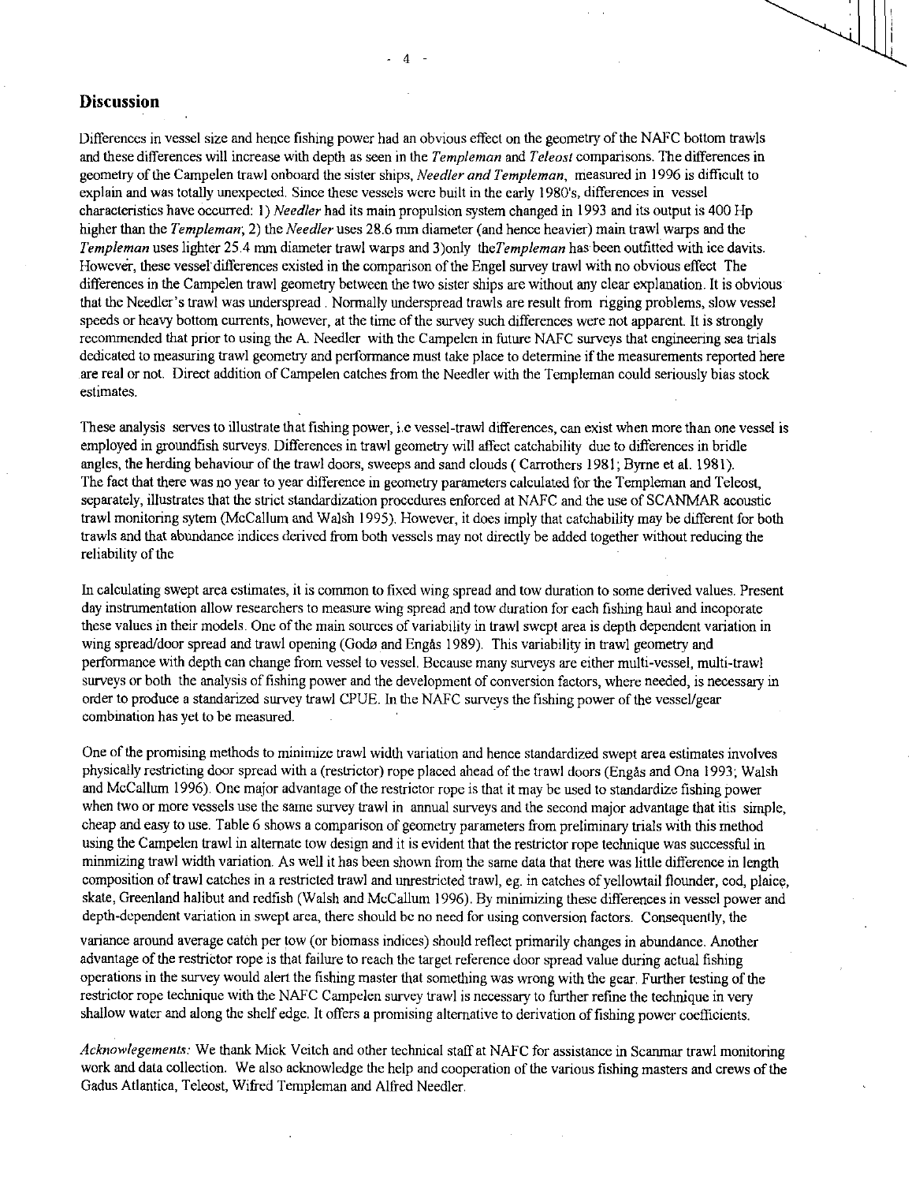## Discussion

Differences in vessel size and hence fishing power had an obvious effect on the geometry of the NAFC bottom trawls and these differences will increase with depth as seen in the *Templeman* and *Teleost* comparisons. The differences in geometry of the Campelen trawl onboard the sister ships, *Needler and Templeman*, measured in 1996 is difficult to explain and was totally unexpected. Since these vessels were built in the early 1980's, differences in vessel characteristics have occurred: 1) *Needler* had its main propulsion system changed in 1993 and its output is 400 Hp higher than the *Templeman*; 2) the *Needler* uses 28.6 mm diameter (and hence heavier) main trawl warps and the *Templeman* uses lighter 25.4 mm diameter trawl warps and 3)only the*Templeman* has been outfitted with ice davits. However, these vessel differences existed in the comparison of the Engel survey trawl with no obvious effect The differences in the Campelen trawl geometry between the two sister ships are without any clear explanation. It is obvious that the Needler's trawl was underspread . Normally underspread trawls are result from rigging problems, slow vessel speeds or heavy bottom currents, however, at the time of the survey such differences were not apparent. It is strongly recommended that prior to using the A. Needler with the Campelen in future NAFC surveys that engineering sea trials dedicated to measuring trawl geometry and performance must take place to determine if the measurements reported here are real or not. Direct addition of Campelen catches from the Needler with the Templeman could seriously bias stock estimates.

These analysis serves to illustrate that fishing power, i.e vessel-trawl differences, can exist when more than one vessel is employed in groundfish surveys. Differences in trawl geometry will affect catchability due to differences in bridle angles, the herding behaviour of the trawl doors, sweeps and sand clouds ( Carrothers 1981; Byrne et al. 1981). The fact that there was no year to year difference in geometry parameters calculated for the Templeman and Teleost, separately, illustrates that the strict standardization procedures enforced at NAFC and the use of SCANMAR acoustic trawl monitoring sytem (McCallum and Walsh 1995). However, it does imply that catchability may be different for both trawls and that abundance indices derived from both vessels may not directly be added together without reducing the reliability of the

In calculating swept area estimates, it is common to fixed wing spread and tow duration to some derived values. Present day instrumentation allow researchers to measure wing spread and tow duration for each fishing haul and incoporate these values in their models. One of the main sources of variability in trawl swept area is depth dependent variation in wing spread/door spread and trawl opening (Godø and Engås 1989). This variability in trawl geometry and performance with depth can change from vessel to vessel. Because many surveys are either multi-vessel, multi-trawl surveys or both the analysis of fishing power and the development of conversion factors, where needed, is necessary in order to produce a standarized survey trawl CPUE. In the NAFC surveys the fishing power of the vessel/gear combination has yet to be measured.

One of the promising methods to minimize trawl width variation and hence standardized swept area estimates involves physically restricting door spread with a (restrictor) rope placed ahead of the trawl doors (Engås and Ona 1993; Walsh and McCallum 1996). One major advantage of the restrictor rope is that it may be used to standardize fishing power when two or more vessels use the same survey trawl in annual surveys and the second major advantage that itis simple, cheap and easy to use. Table 6 shows a comparison of geometry parameters from preliminary trials with this method using the Campelen trawl in alternate tow design and it is evident that the restrictor rope technique was successful in minmizing trawl width variation. As well it has been shown from the same data that there was little difference in length composition of trawl catches in a restricted trawl and unrestricted trawl, eg. in catches of yellowtail flounder, cod, plaice, skate, Greenland halibut and redfish (Walsh and McCallum 1996). By minimizing these differences in vessel power and depth-dependent variation in swept area, there should be no need for using conversion factors. Consequently, the variance around average catch per tow (or biomass indices) should reflect primarily changes in abundance. Another advantage of the restrictor rope is that failure to reach the target reference door spread value during actual fishing operations in the survey would alert the fishing master that something was wrong with the gear. Further testing of the restrictor rope technique with the NAFC Campelen survey trawl is necessary to further refine the technique in very shallow water and along the shelf edge. It offers a promising alternative to derivation of fishing power coefficients.

*Acknowlegements:* We thank Mick Veitch and other technical staff at NAFC for assistance in Scanmar trawl monitoring work and data collection. We also acknowledge the help and cooperation of the various fishing masters and crews of the Gadus Atlantica, Teleost, Wifred Templeman and Alfred Needler.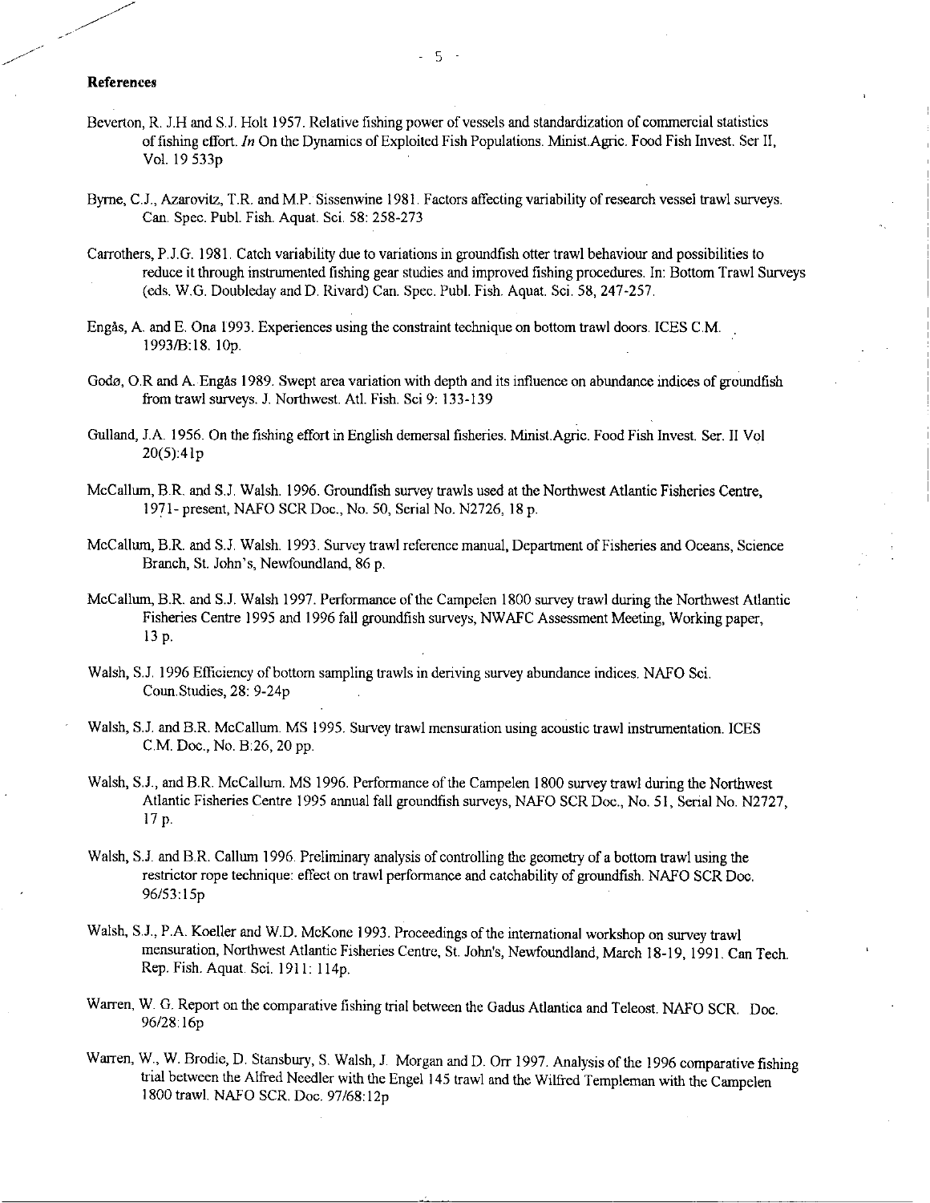**References**

Beverton, R. J.H and S.J. Holt 1957. Relative fishing power of vessels and standardization of commercial statistics of fishing effort. *In* On the Dynamics of Exploited Fish Populations. Minist.Agric. Food Fish Invest. Ser II, Vol. 19 533p

Byrne, C.J., Azarovitz, T.R. and M.P. Sissenwine 1981. Factors affecting variability of research vessel trawl surveys. Can. Spec. Publ. Fish. Aquat. Sci. 58: 258-273

Carrothers, P.J.G. 1981. Catch variability due to variations in groundfish otter trawl behaviour and possibilities to reduce it through instrumented fishing gear studies and improved fishing procedures. In: Bottom Trawl Surveys (eds. W.G. Doubleday and D. Rivard) Can. Spec. Publ. Fish. Aquat. Sci. 58, 247-257.

Engås, A. and E. Ona 1993. Experiences using the constraint technique on bottom trawl doors. ICES C.M. 1993/B:18. 10p.

Godø, O.R and A. Engås 1989. Swept area variation with depth and its influence on abundance indices of groundfish from trawl surveys. J. Northwest. Atl. Fish. Sci 9: 133-139

Gulland, J.A. 1956. On the fishing effort in English demersal fisheries. Minist.Agric. Food Fish Invest. Ser. II Vol 20(5):41p

McCallum, B.R. and S.J. Walsh. 1996. Groundfish survey trawls used at the Northwest Atlantic Fisheries Centre, 1971- present, NAFO SCR Doc., No. 50, Serial No. N2726, 18 p.

McCallum, B.R. and S.J. Walsh. 1993. Survey trawl reference manual, Department of Fisheries and Oceans, Science Branch, St. John's, Newfoundland, 86 p.

McCallum, B.R. and S.J. Walsh 1997. Performance of the Campelen 1800 survey trawl during the Northwest Atlantic Fisheries Centre 1995 and 1996 fall groundfish surveys, NWAFC Assessment Meeting, Working paper, 13 p.

Walsh, S.J. 1996 Efficiency of bottom sampling trawls in deriving survey abundance indices. NAFO Sci. Coun.Studies, 28: 9-24p

Walsh, S.J. and B.R. McCallum. MS 1995. Survey trawl mensuration using acoustic trawl instrumentation. ICES C.M. Doc., No. B:26, 20 pp.

Walsh, S.J., and B.R. McCallum. MS 1996. Performance of the Campelen 1800 survey trawl during the Northwest Atlantic Fisheries Centre 1995 annual fall groundfish surveys, NAFO SCR Doc., No. 51, Serial No. N2727, 17 p.

Walsh, S.J. and B.R. Callum 1996. Preliminary analysis of controlling the geometry of a bottom trawl using the restrictor rope technique: effect on trawl performance and catchability of groundfish. NAFO SCR Doc. 96/53:15p

Walsh, S.J., P.A. Koeller and W.D. McKone 1993. Proceedings of the international workshop on survey trawl mensuration, Northwest Atlantic Fisheries Centre, St. John's, Newfoundland, March 18-19, 1991. Can Tech. Rep. Fish. Aquat. Sci. 1911: 114p.

Warren, W. G. Report on the comparative fishing trial between the Gadus Atlantica and Teleost. NAFO SCR. Doc. 96/28:16p

Warren, W., W. Brodie, D. Stansbury, S. Walsh, J. Morgan and D. Orr 1997. Analysis of the 1996 comparative fishing trial between the Alfred Needler with the Engel 145 trawl and the Wilfred Templeman with the Campelen 1800 trawl. NAFO SCR. Doc. 97/68:12p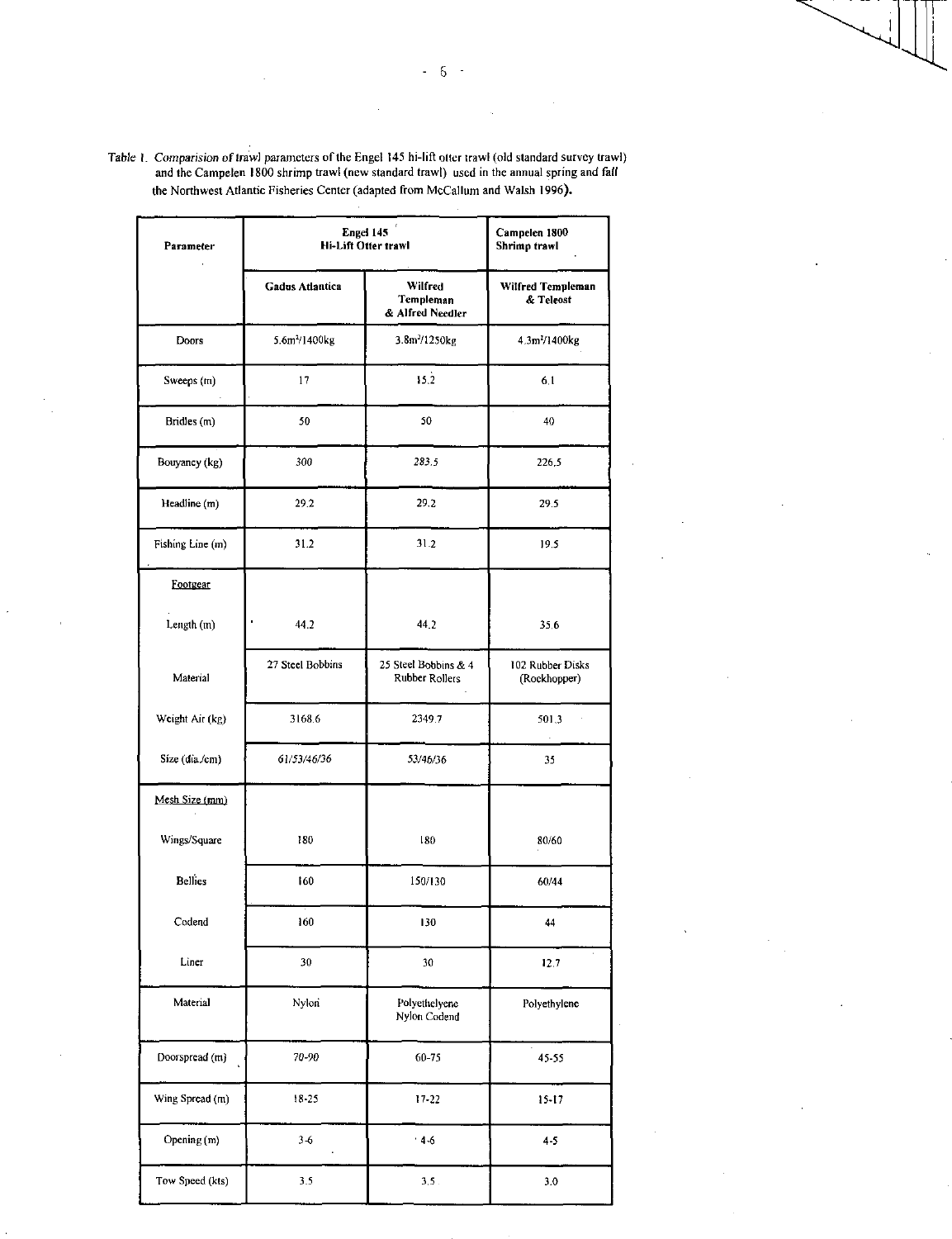Table 1. *Comparision* of trawl parameters of the Engel 145 hi-lift otter trawl (old standard survey trawl) and the Campelen 1800 shrimp trawl (new standard trawl) used in the annual spring and *fall* the Northwest Atlantic Fisheries Center (adapted from McCallum and Walsh 1996).

| Parameter | Engel 145 Hi-Lift Otter trawl | | Campelen 1800 Shrimp trawl |
|---|---|---|---|
| | Gadus Atlantica | Wilfred Templeman & Alfred Needler | Wilfred Templeman & Teleost |
| Doors | 5.6m²/1400kg | 3.8m²/1250kg | 4.3m²/1400kg |
| Sweeps (m) | 17 | 15.2 | 6.1 |
| Bridles (m) | 50 | 50 | 40 |
| Bouyancy (kg) | 300 | 283.5 | 226.5 |
| Headline (m) | 29.2 | 29.2 | 29.5 |
| Fishing Line (m) | 31.2 | 31.2 | 19.5 |
| Footgear | | | |
| Length (m) | 44.2 | 44.2 | 35.6 |
| Material | 27 Steel Bobbins | 25 Steel Bobbins & 4 Rubber Rollers | 102 Rubber Disks (Rockhopper) |
| Weight Air (kg) | 3168.6 | 2349.7 | 501.3 |
| Size (dia./cm) | 61/53/46/36 | 53/46/36 | 35 |
| Mesh Size (mm) | | | |
| Wings/Square | 180 | 180 | 80/60 |
| Bellies | 160 | 150/130 | 60/44 |
| Codend | 160 | 130 | 44 |
| Liner | 30 | 30 | 12.7 |
| Material | Nylon | Polyethelyene Nylon Codend | Polyethylene |
| Doorspread (m) | 70-90 | 60-75 | 45-55 |
| Wing Spread (m) | 18-25 | 17-22 | 15-17 |
| Opening (m) | 3-6 | 4-6 | 4-5 |
| Tow Speed (kts) | 3.5 | 3.5 | 3.0 |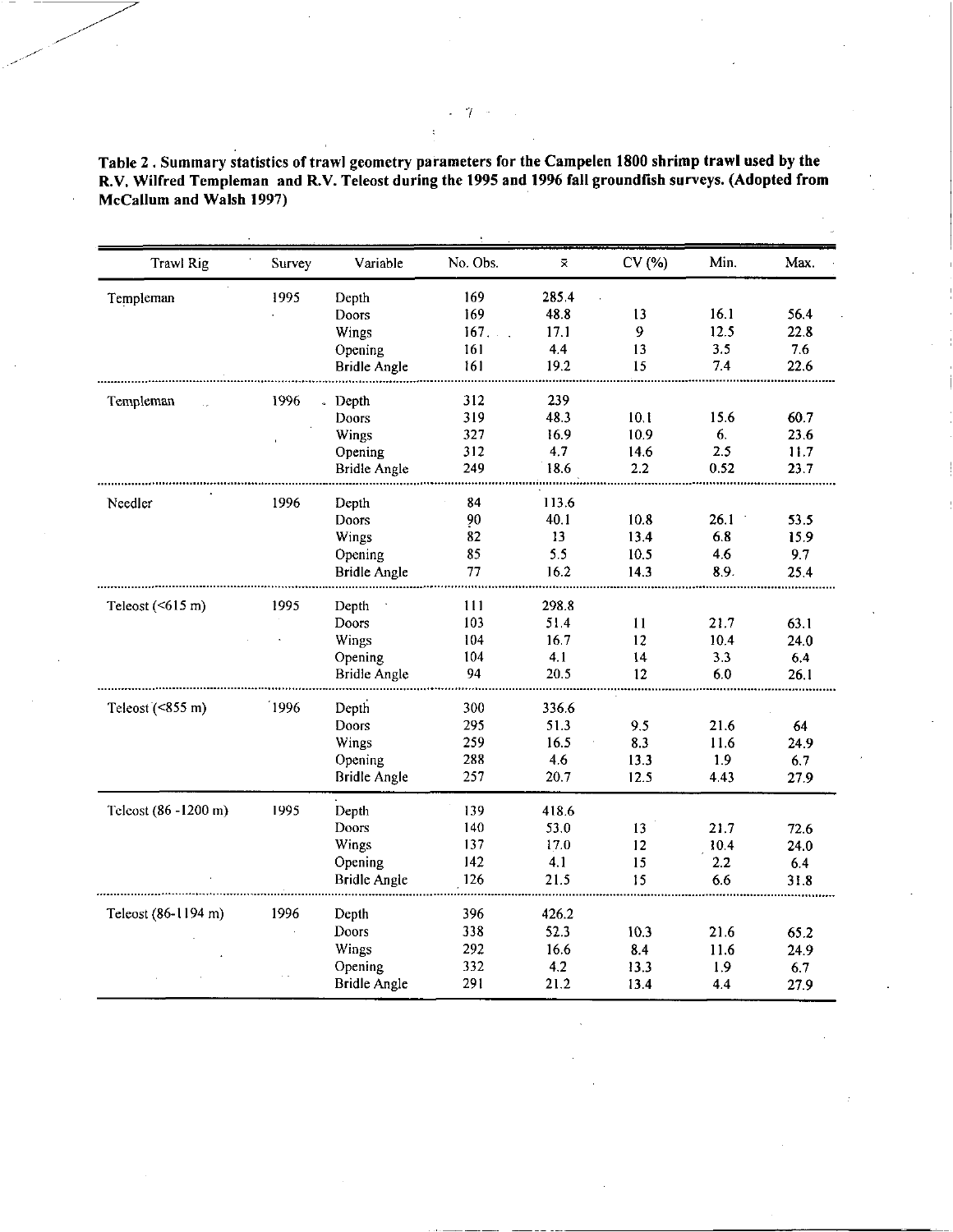**Table 2 . Summary statistics of trawl geometry parameters for the Campelen 1800 shrimp trawl used by the R.V. Wilfred Templeman and R.V. Teleost during the 1995 and 1996 fall groundfish surveys. (Adopted from McCallum and Walsh 1997)**

| Trawl Rig | Survey | Variable | No. Obs. | $\bar{x}$ | CV (%) | Min. | Max. |
|---|---|---|---|---|---|---|---|
| Templeman | 1995 | Depth | 169 | 285.4 | | | |
| | | Doors | 169 | 48.8 | 13 | 16.1 | 56.4 |
| | | Wings | 167 | 17.1 | 9 | 12.5 | 22.8 |
| | | Opening | 161 | 4.4 | 13 | 3.5 | 7.6 |
| | | Bridle Angle | 161 | 19.2 | 15 | 7.4 | 22.6 |
| Templeman | 1996 | Depth | 312 | 239 | | | |
| | | Doors | 319 | 48.3 | 10.1 | 15.6 | 60.7 |
| | | Wings | 327 | 16.9 | 10.9 | 6. | 23.6 |
| | | Opening | 312 | 4.7 | 14.6 | 2.5 | 11.7 |
| | | Bridle Angle | 249 | 18.6 | 2.2 | 0.52 | 23.7 |
| Needler | 1996 | Depth | 84 | 113.6 | | | |
| | | Doors | 90 | 40.1 | 10.8 | 26.1 | 53.5 |
| | | Wings | 82 | 13 | 13.4 | 6.8 | 15.9 |
| | | Opening | 85 | 5.5 | 10.5 | 4.6 | 9.7 |
| | | Bridle Angle | 77 | 16.2 | 14.3 | 8.9 | 25.4 |
| Teleost (<615 m) | 1995 | Depth | 111 | 298.8 | | | |
| | | Doors | 103 | 51.4 | 11 | 21.7 | 63.1 |
| | | Wings | 104 | 16.7 | 12 | 10.4 | 24.0 |
| | | Opening | 104 | 4.1 | 14 | 3.3 | 6.4 |
| | | Bridle Angle | 94 | 20.5 | 12 | 6.0 | 26.1 |
| Teleost (<855 m) | 1996 | Depth | 300 | 336.6 | | | |
| | | Doors | 295 | 51.3 | 9.5 | 21.6 | 64 |
| | | Wings | 259 | 16.5 | 8.3 | 11.6 | 24.9 |
| | | Opening | 288 | 4.6 | 13.3 | 1.9 | 6.7 |
| | | Bridle Angle | 257 | 20.7 | 12.5 | 4.43 | 27.9 |
| Teleost (86 -1200 m) | 1995 | Depth | 139 | 418.6 | | | |
| | | Doors | 140 | 53.0 | 13 | 21.7 | 72.6 |
| | | Wings | 137 | 17.0 | 12 | 10.4 | 24.0 |
| | | Opening | 142 | 4.1 | 15 | 2.2 | 6.4 |
| | | Bridle Angle | 126 | 21.5 | 15 | 6.6 | 31.8 |
| Teleost (86-1194 m) | 1996 | Depth | 396 | 426.2 | | | |
| | | Doors | 338 | 52.3 | 10.3 | 21.6 | 65.2 |
| | | Wings | 292 | 16.6 | 8.4 | 11.6 | 24.9 |
| | | Opening | 332 | 4.2 | 13.3 | 1.9 | 6.7 |
| | | Bridle Angle | 291 | 21.2 | 13.4 | 4.4 | 27.9 |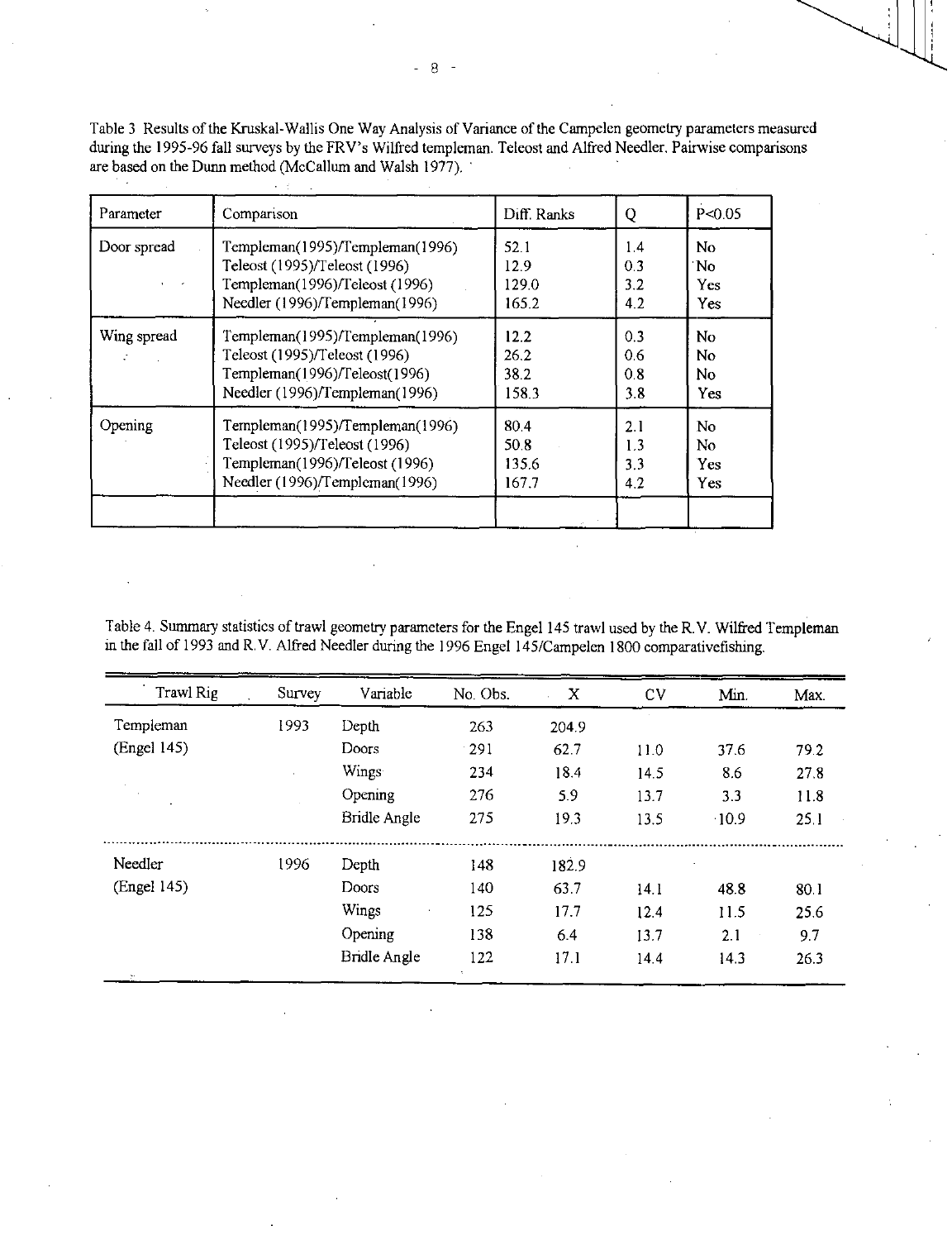Table 3 Results of the Kruskal-Wallis One Way Analysis of Variance of the Campelen geometry parameters measured during the 1995-96 fall surveys by the FRV's Wilfred templeman. Teleost and Alfred Needler. Pairwise comparisons are based on the Dunn method (McCallum and Walsh 1977).

| Parameter | Comparison | Diff. Ranks | Q | P<0.05 |
|---|---|---|---|---|
| Door spread | Templeman(1995)/Templeman(1996) | 52.1 | 1.4 | No |
| | Teleost (1995)/Teleost (1996) | 12.9 | 0.3 | No |
| | Templeman(1996)/Teleost (1996) | 129.0 | 3.2 | Yes |
| | Needler (1996)/Templeman(1996) | 165.2 | 4.2 | Yes |
| Wing spread | Templeman(1995)/Templeman(1996) | 12.2 | 0.3 | No |
| | Teleost (1995)/Teleost (1996) | 26.2 | 0.6 | No |
| | Templeman(1996)/Teleost(1996) | 38.2 | 0.8 | No |
| | Needler (1996)/Templeman(1996) | 158.3 | 3.8 | Yes |
| Opening | Templeman(1995)/Templeman(1996) | 80.4 | 2.1 | No |
| | Teleost (1995)/Teleost (1996) | 50.8 | 1.3 | No |
| | Templeman(1996)/Teleost (1996) | 135.6 | 3.3 | Yes |
| | Needler (1996)/Templeman(1996) | 167.7 | 4.2 | Yes |
| | | | | |

Table 4. Summary statistics of trawl geometry parameters for the Engel 145 trawl used by the R.V. Wilfred Templeman in the fall of 1993 and R.V. Alfred Needler during the 1996 Engel 145/Campelen 1800 comparativefishing.

| Trawl Rig | Survey | Variable | No. Obs. | X | CV | Min. | Max. |
|---|---|---|---|---|---|---|---|
| Templeman | 1993 | Depth | 263 | 204.9 | | | |
| (Engel 145) | | Doors | 291 | 62.7 | 11.0 | 37.6 | 79.2 |
| | | Wings | 234 | 18.4 | 14.5 | 8.6 | 27.8 |
| | | Opening | 276 | 5.9 | 13.7 | 3.3 | 11.8 |
| | | Bridle Angle | 275 | 19.3 | 13.5 | 10.9 | 25.1 |
| Needler | 1996 | Depth | 148 | 182.9 | | | |
| (Engel 145) | | Doors | 140 | 63.7 | 14.1 | 48.8 | 80.1 |
| | | Wings | 125 | 17.7 | 12.4 | 11.5 | 25.6 |
| | | Opening | 138 | 6.4 | 13.7 | 2.1 | 9.7 |
| | | Bridle Angle | 122 | 17.1 | 14.4 | 14.3 | 26.3 |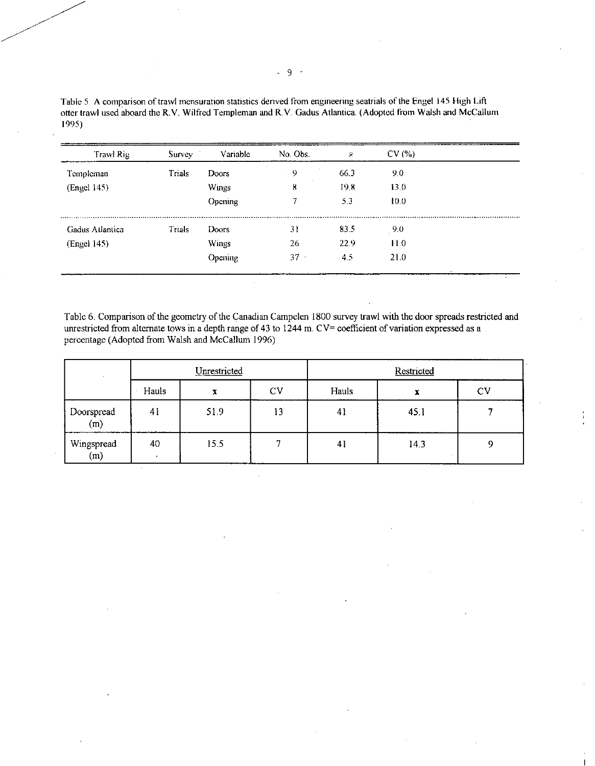Table 5. A comparison of trawl mensuration statistics derived from engineering seatrials of the Engel 145 High Lift otter trawl used aboard the R.V. Wilfred Templeman and R.V. Gadus Atlantica. (Adopted from Walsh and McCallum 1995)

| Trawl Rig | Survey | Variable | No. Obs. | $\bar{x}$ | CV (%) |
|---|---|---|---|---|---|
| Templeman | Trials | Doors | 9 | 66.3 | 9.0 |
| (Engel 145) | | Wings | 8 | 19.8 | 13.0 |
| | | Opening | 7 | 5.3 | 10.0 |
| Gadus Atlantica | Trials | Doors | 31 | 83.5 | 9.0 |
| (Engel 145) | | Wings | 26 | 22.9 | 11.0 |
| | | Opening | 37 | 4.5 | 21.0 |

Table 6. Comparison of the geometry of the Canadian Campelen 1800 survey trawl with the door spreads restricted and unrestricted from alternate tows in a depth range of 43 to 1244 m. CV= coefficient of variation expressed as a percentage (Adopted from Walsh and McCallum 1996)

| | Unrestricted | | | Restricted | | |
|---|---|---|---|---|---|---|
| | Hauls | x | CV | Hauls | x | CV |
| Doorspread (m) | 41 | 51.9 | 13 | 41 | 45.1 | 7 |
| Wingspread (m) | 40 | 15.5 | 7 | 41 | 14.3 | 9 |